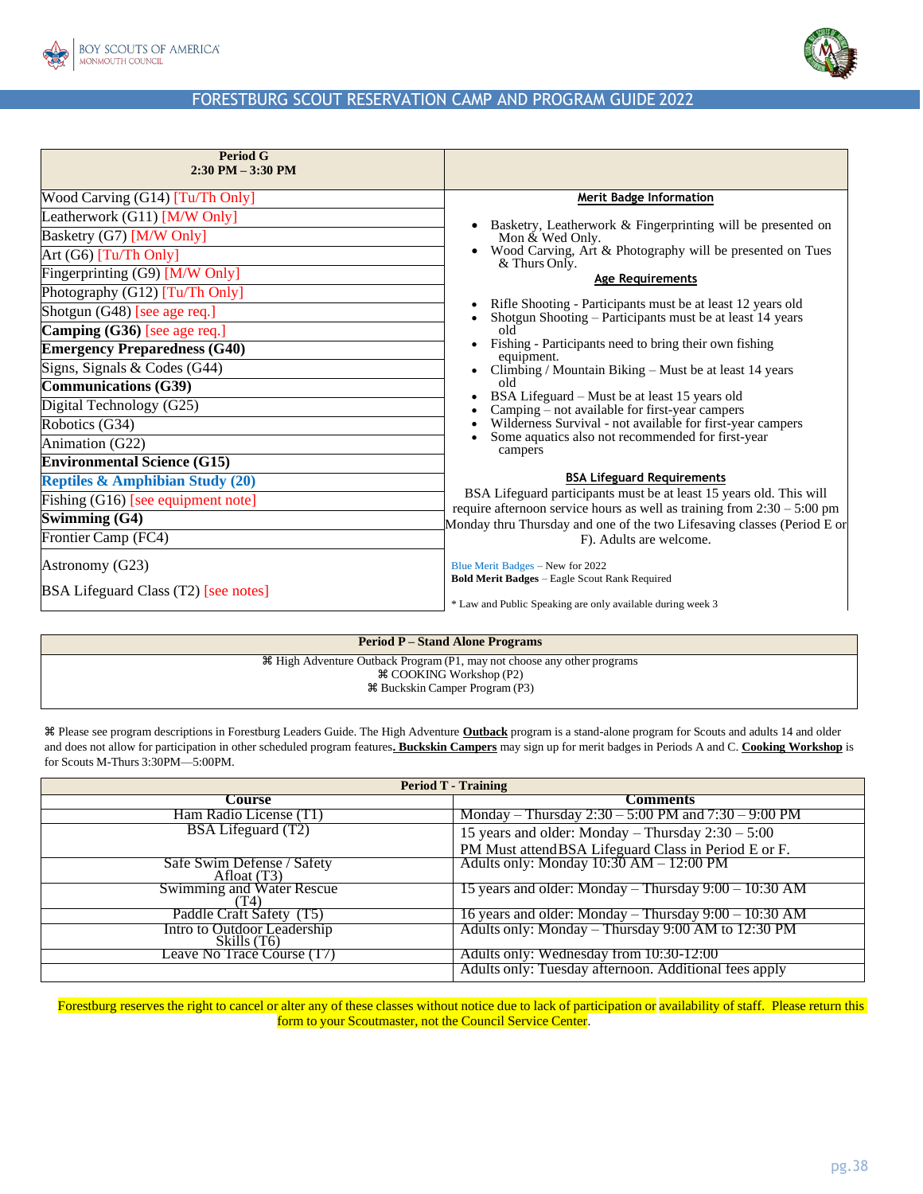BOY SCOUTS OF AMERICA
MONMOUTH COUNCIL

## FORESTBURG SCOUT RESERVATION CAMP AND PROGRAM GUIDE 2022

| Period G<br>2:30 PM – 3:30 PM |
|---|
| Wood Carving (G14) [Tu/Th Only] |
| Leatherwork (G11) [M/W Only] |
| Basketry (G7) [M/W Only] |
| Art (G6) [Tu/Th Only] |
| Fingerprinting (G9) [M/W Only] |
| Photography (G12) [Tu/Th Only] |
| Shotgun (G48) [see age req.] |
| **Camping (G36)** [see age req.] |
| **Emergency Preparedness (G40)** |
| Signs, Signals & Codes (G44) |
| **Communications (G39)** |
| Digital Technology (G25) |
| Robotics (G34) |
| Animation (G22) |
| **Environmental Science (G15)** |
| **Reptiles & Amphibian Study (20)** |
| Fishing (G16) [see equipment note] |
| **Swimming (G4)** |
| Frontier Camp (FC4) |
| Astronomy (G23) |
| BSA Lifeguard Class (T2) [see notes] |

**Merit Badge Information**

- Basketry, Leatherwork & Fingerprinting will be presented on Mon & Wed Only.
- Wood Carving, Art & Photography will be presented on Tues & Thurs Only.

**Age Requirements**

- Rifle Shooting - Participants must be at least 12 years old
- Shotgun Shooting – Participants must be at least 14 years old
- Fishing - Participants need to bring their own fishing equipment.
- Climbing / Mountain Biking – Must be at least 14 years old
- BSA Lifeguard – Must be at least 15 years old
- Camping – not available for first-year campers
- Wilderness Survival - not available for first-year campers
- Some aquatics also not recommended for first-year campers

**BSA Lifeguard Requirements**

BSA Lifeguard participants must be at least 15 years old. This will require afternoon service hours as well as training from 2:30 – 5:00 pm Monday thru Thursday and one of the two Lifesaving classes (Period E or F). Adults are welcome.

Blue Merit Badges – New for 2022
**Bold Merit Badges** – Eagle Scout Rank Required

\* Law and Public Speaking are only available during week 3

| Period P – Stand Alone Programs |
|---|
| ⌘ High Adventure Outback Program (P1, may not choose any other programs<br>⌘ COOKING Workshop (P2)<br>⌘ Buckskin Camper Program (P3) |

⌘ Please see program descriptions in Forestburg Leaders Guide. The High Adventure **Outback** program is a stand-alone program for Scouts and adults 14 and older and does not allow for participation in other scheduled program features**. Buckskin Campers** may sign up for merit badges in Periods A and C. **Cooking Workshop** is for Scouts M-Thurs 3:30PM—5:00PM.

| Period T - Training | |
|---|---|
| **Course** | **Comments** |
| Ham Radio License (T1) | Monday – Thursday 2:30 – 5:00 PM and 7:30 – 9:00 PM |
| BSA Lifeguard (T2) | 15 years and older: Monday – Thursday 2:30 – 5:00 PM Must attend BSA Lifeguard Class in Period E or F. |
| Safe Swim Defense / Safety Afloat (T3) | Adults only: Monday 10:30 AM – 12:00 PM |
| Swimming and Water Rescue (T4) | 15 years and older: Monday – Thursday 9:00 – 10:30 AM |
| Paddle Craft Safety (T5) | 16 years and older: Monday – Thursday 9:00 – 10:30 AM |
| Intro to Outdoor Leadership Skills (T6) | Adults only: Monday – Thursday 9:00 AM to 12:30 PM |
| Leave No Trace Course (T7) | Adults only: Wednesday from 10:30-12:00 |
| | Adults only: Tuesday afternoon. Additional fees apply |

Forestburg reserves the right to cancel or alter any of these classes without notice due to lack of participation or availability of staff. Please return this form to your Scoutmaster, not the Council Service Center.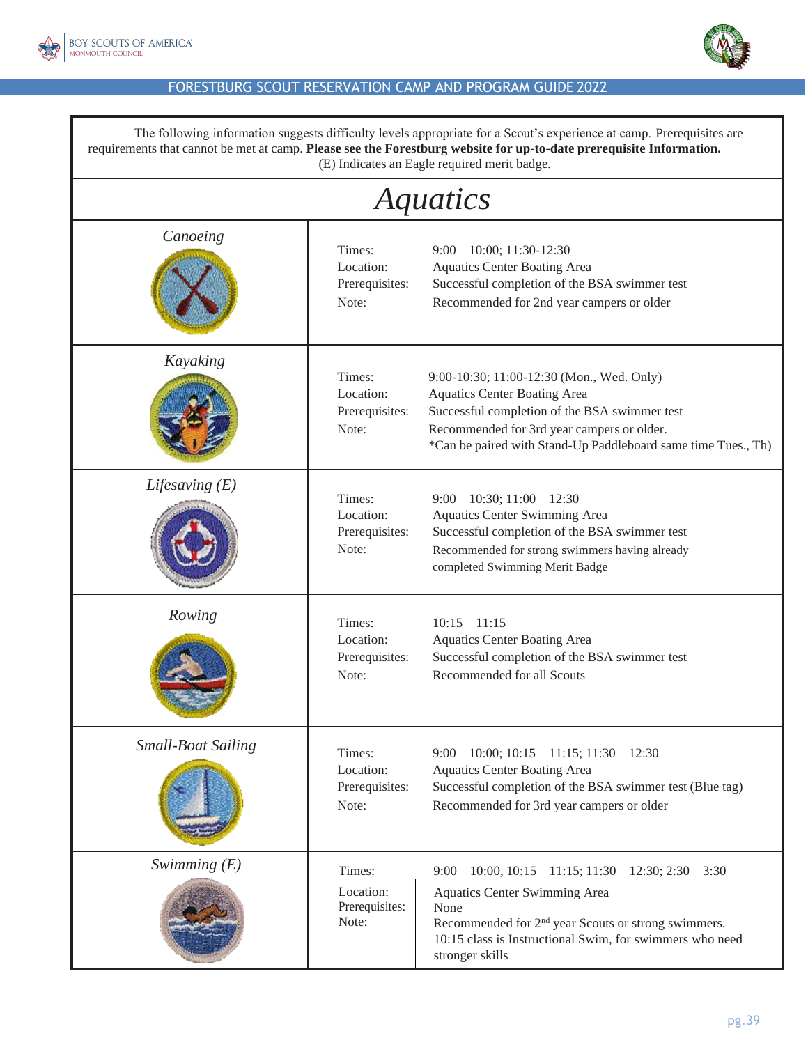The following information suggests difficulty levels appropriate for a Scout's experience at camp. Prerequisites are requirements that cannot be met at camp. **Please see the Forestburg website for up-to-date prerequisite Information.** (E) Indicates an Eagle required merit badge.

# *Aquatics*

| Merit Badge | Details |
|---|---|
| *Canoeing* | Times: 9:00 – 10:00; 11:30-12:30<br>Location: Aquatics Center Boating Area<br>Prerequisites: Successful completion of the BSA swimmer test<br>Note: Recommended for 2nd year campers or older |
| *Kayaking* | Times: 9:00-10:30; 11:00-12:30 (Mon., Wed. Only)<br>Location: Aquatics Center Boating Area<br>Prerequisites: Successful completion of the BSA swimmer test<br>Note: Recommended for 3rd year campers or older.<br>*Can be paired with Stand-Up Paddleboard same time Tues., Th) |
| *Lifesaving (E)* | Times: 9:00 – 10:30; 11:00—12:30<br>Location: Aquatics Center Swimming Area<br>Prerequisites: Successful completion of the BSA swimmer test<br>Note: Recommended for strong swimmers having already completed Swimming Merit Badge |
| *Rowing* | Times: 10:15—11:15<br>Location: Aquatics Center Boating Area<br>Prerequisites: Successful completion of the BSA swimmer test<br>Note: Recommended for all Scouts |
| *Small-Boat Sailing* | Times: 9:00 – 10:00; 10:15—11:15; 11:30—12:30<br>Location: Aquatics Center Boating Area<br>Prerequisites: Successful completion of the BSA swimmer test (Blue tag)<br>Note: Recommended for 3rd year campers or older |
| *Swimming (E)* | Times: 9:00 – 10:00, 10:15 – 11:15; 11:30—12:30; 2:30—3:30<br>Location: Aquatics Center Swimming Area<br>Prerequisites: None<br>Note: Recommended for 2nd year Scouts or strong swimmers. 10:15 class is Instructional Swim, for swimmers who need stronger skills |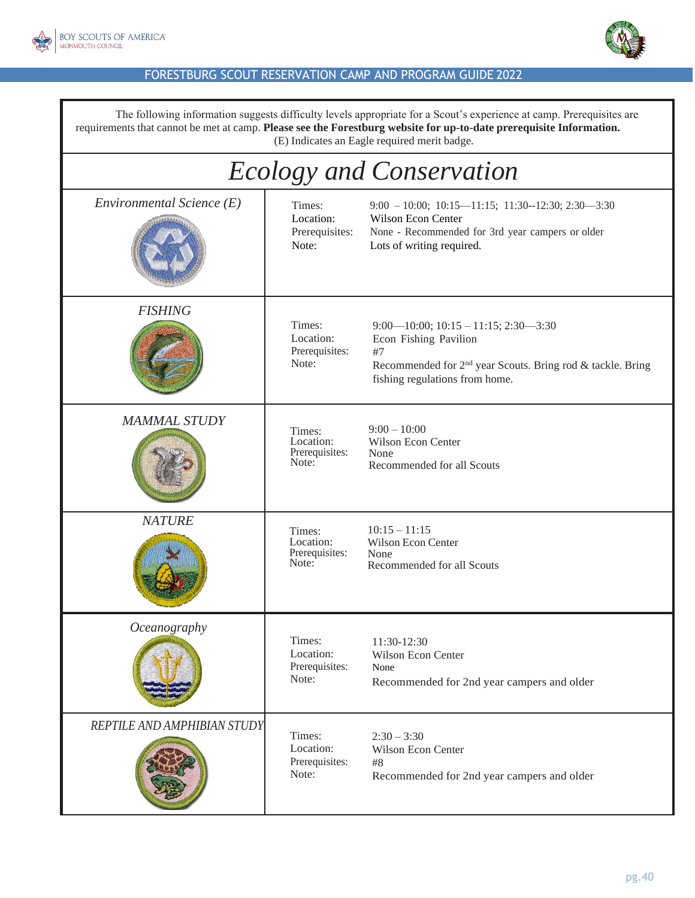The following information suggests difficulty levels appropriate for a Scout's experience at camp. Prerequisites are requirements that cannot be met at camp. **Please see the Forestburg website for up-to-date prerequisite Information.**
(E) Indicates an Eagle required merit badge.

# *Ecology and Conservation*

| Merit Badge | Details |
| --- | --- |
| *Environmental Science (E)* | Times: 9:00 – 10:00; 10:15—11:15; 11:30--12:30; 2:30—3:30<br>Location: Wilson Econ Center<br>Prerequisites: None - Recommended for 3rd year campers or older<br>Note: Lots of writing required. |
| *FISHING* | Times: 9:00—10:00; 10:15 – 11:15; 2:30—3:30<br>Location: Econ Fishing Pavilion<br>Prerequisites: #7<br>Note: Recommended for 2nd year Scouts. Bring rod & tackle. Bring fishing regulations from home. |
| *MAMMAL STUDY* | Times: 9:00 – 10:00<br>Location: Wilson Econ Center<br>Prerequisites: None<br>Note: Recommended for all Scouts |
| *NATURE* | Times: 10:15 – 11:15<br>Location: Wilson Econ Center<br>Prerequisites: None<br>Note: Recommended for all Scouts |
| *Oceanography* | Times: 11:30-12:30<br>Location: Wilson Econ Center<br>Prerequisites: None<br>Note: Recommended for 2nd year campers and older |
| *REPTILE AND AMPHIBIAN STUDY* | Times: 2:30 – 3:30<br>Location: Wilson Econ Center<br>Prerequisites: #8<br>Note: Recommended for 2nd year campers and older |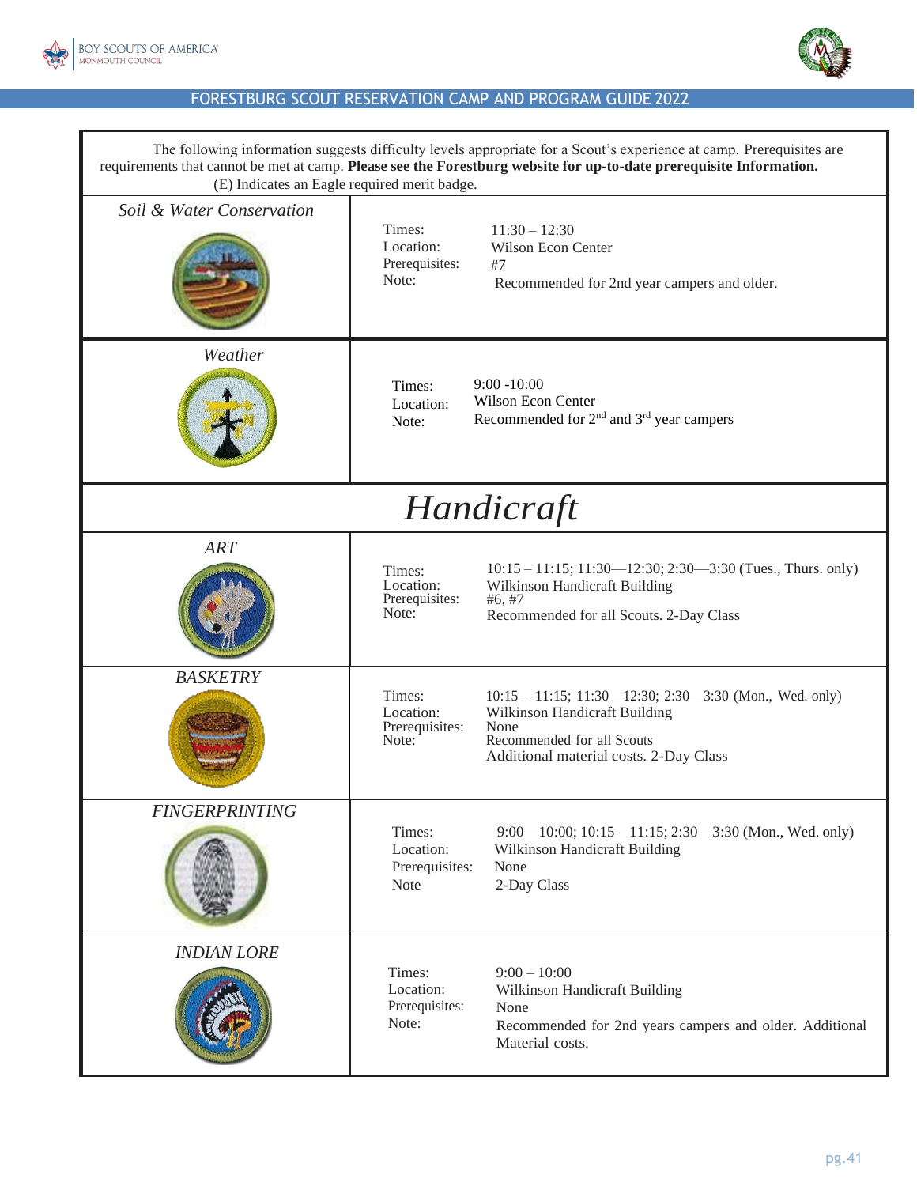The following information suggests difficulty levels appropriate for a Scout's experience at camp. Prerequisites are requirements that cannot be met at camp. **Please see the Forestburg website for up-to-date prerequisite Information.**
(E) Indicates an Eagle required merit badge.

### *Soil & Water Conservation*

Times: 11:30 – 12:30
Location: Wilson Econ Center
Prerequisites: #7
Note: Recommended for 2nd year campers and older.

### *Weather*

Times: 9:00 -10:00
Location: Wilson Econ Center
Note: Recommended for 2nd and 3rd year campers

## *Handicraft*

### *ART*

Times: 10:15 – 11:15; 11:30—12:30; 2:30—3:30 (Tues., Thurs. only)
Location: Wilkinson Handicraft Building
Prerequisites: #6, #7
Note: Recommended for all Scouts. 2-Day Class

### *BASKETRY*

Times: 10:15 – 11:15; 11:30—12:30; 2:30—3:30 (Mon., Wed. only)
Location: Wilkinson Handicraft Building
Prerequisites: None
Note: Recommended for all Scouts
Additional material costs. 2-Day Class

### *FINGERPRINTING*

Times: 9:00—10:00; 10:15—11:15; 2:30—3:30 (Mon., Wed. only)
Location: Wilkinson Handicraft Building
Prerequisites: None
Note 2-Day Class

### *INDIAN LORE*

Times: 9:00 – 10:00
Location: Wilkinson Handicraft Building
Prerequisites: None
Note: Recommended for 2nd years campers and older. Additional Material costs.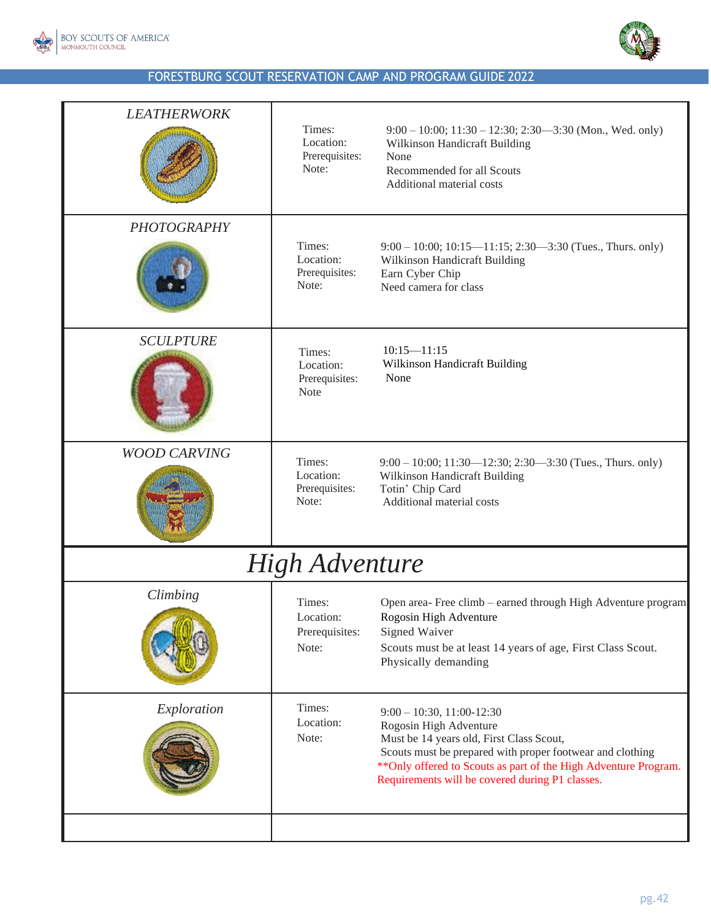| LEATHERWORK | |
|---|---|
| | Times: 9:00 – 10:00; 11:30 – 12:30; 2:30—3:30 (Mon., Wed. only)<br>Location: Wilkinson Handicraft Building<br>Prerequisites: None<br>Note: Recommended for all Scouts<br>Additional material costs |
| **PHOTOGRAPHY** | Times: 9:00 – 10:00; 10:15—11:15; 2:30—3:30 (Tues., Thurs. only)<br>Location: Wilkinson Handicraft Building<br>Prerequisites: Earn Cyber Chip<br>Note: Need camera for class |
| **SCULPTURE** | Times: 10:15—11:15<br>Location: Wilkinson Handicraft Building<br>Prerequisites: None<br>Note |
| **WOOD CARVING** | Times: 9:00 – 10:00; 11:30—12:30; 2:30—3:30 (Tues., Thurs. only)<br>Location: Wilkinson Handicraft Building<br>Prerequisites: Totin' Chip Card<br>Note: Additional material costs |
| **High Adventure** | |
| **Climbing** | Times: Open area- Free climb – earned through High Adventure program<br>Location: Rogosin High Adventure<br>Prerequisites: Signed Waiver<br>Note: Scouts must be at least 14 years of age, First Class Scout.<br>Physically demanding |
| **Exploration** | Times: 9:00 – 10:30, 11:00-12:30<br>Location: Rogosin High Adventure<br>Note: Must be 14 years old, First Class Scout,<br>Scouts must be prepared with proper footwear and clothing<br>**Only offered to Scouts as part of the High Adventure Program. Requirements will be covered during P1 classes. |
| | |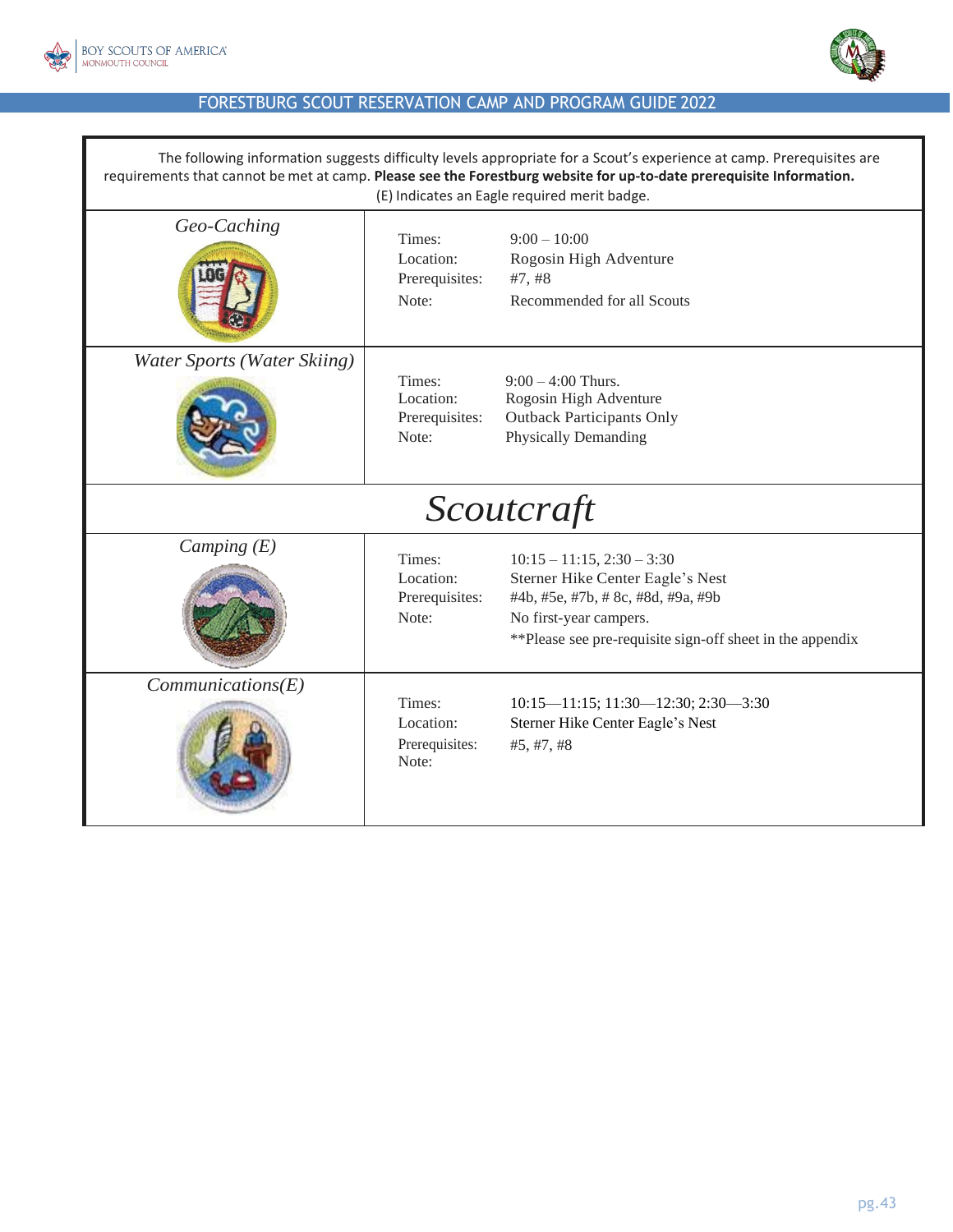The following information suggests difficulty levels appropriate for a Scout's experience at camp. Prerequisites are requirements that cannot be met at camp. **Please see the Forestburg website for up-to-date prerequisite Information.**

(E) Indicates an Eagle required merit badge.

| Merit Badge | Details |
|---|---|
| *Geo-Caching* | Times: 9:00 – 10:00<br>Location: Rogosin High Adventure<br>Prerequisites: #7, #8<br>Note: Recommended for all Scouts |
| *Water Sports (Water Skiing)* | Times: 9:00 – 4:00 Thurs.<br>Location: Rogosin High Adventure<br>Prerequisites: Outback Participants Only<br>Note: Physically Demanding |

## *Scoutcraft*

| Merit Badge | Details |
|---|---|
| *Camping (E)* | Times: 10:15 – 11:15, 2:30 – 3:30<br>Location: Sterner Hike Center Eagle's Nest<br>Prerequisites: #4b, #5e, #7b, # 8c, #8d, #9a, #9b<br>Note: No first-year campers.<br>**Please see pre-requisite sign-off sheet in the appendix |
| *Communications(E)* | Times: 10:15—11:15; 11:30—12:30; 2:30—3:30<br>Location: Sterner Hike Center Eagle's Nest<br>Prerequisites: #5, #7, #8<br>Note: |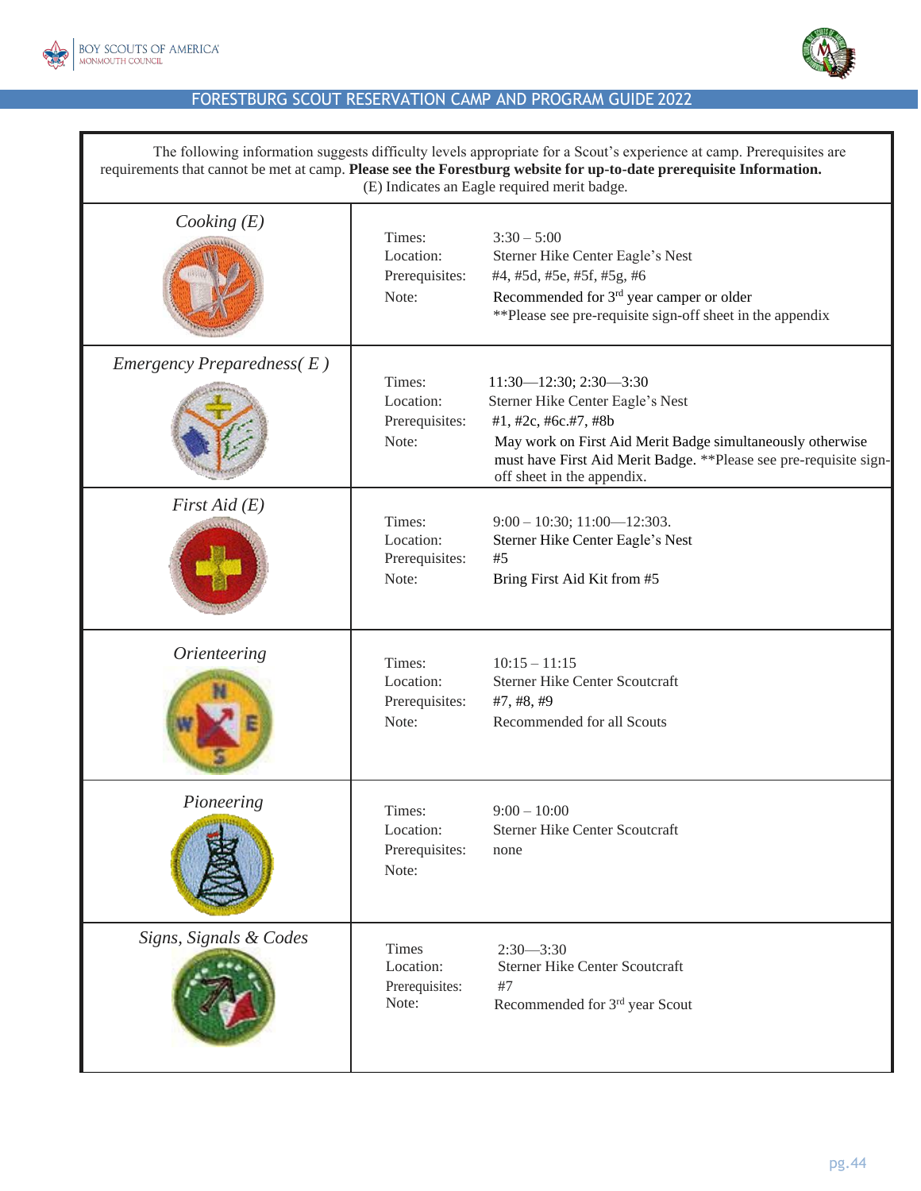The following information suggests difficulty levels appropriate for a Scout's experience at camp. Prerequisites are requirements that cannot be met at camp. **Please see the Forestburg website for up-to-date prerequisite Information.** (E) Indicates an Eagle required merit badge.

| Merit Badge | Details |
|---|---|
| *Cooking (E)* | Times: 3:30 – 5:00<br>Location: Sterner Hike Center Eagle's Nest<br>Prerequisites: #4, #5d, #5e, #5f, #5g, #6<br>Note: Recommended for 3rd year camper or older<br>**Please see pre-requisite sign-off sheet in the appendix |
| *Emergency Preparedness( E )* | Times: 11:30—12:30; 2:30—3:30<br>Location: Sterner Hike Center Eagle's Nest<br>Prerequisites: #1, #2c, #6c.#7, #8b<br>Note: May work on First Aid Merit Badge simultaneously otherwise must have First Aid Merit Badge. **Please see pre-requisite sign-off sheet in the appendix. |
| *First Aid (E)* | Times: 9:00 – 10:30; 11:00—12:303.<br>Location: Sterner Hike Center Eagle's Nest<br>Prerequisites: #5<br>Note: Bring First Aid Kit from #5 |
| *Orienteering* | Times: 10:15 – 11:15<br>Location: Sterner Hike Center Scoutcraft<br>Prerequisites: #7, #8, #9<br>Note: Recommended for all Scouts |
| *Pioneering* | Times: 9:00 – 10:00<br>Location: Sterner Hike Center Scoutcraft<br>Prerequisites: none<br>Note: |
| *Signs, Signals & Codes* | Times 2:30—3:30<br>Location: Sterner Hike Center Scoutcraft<br>Prerequisites: #7<br>Note: Recommended for 3rd year Scout |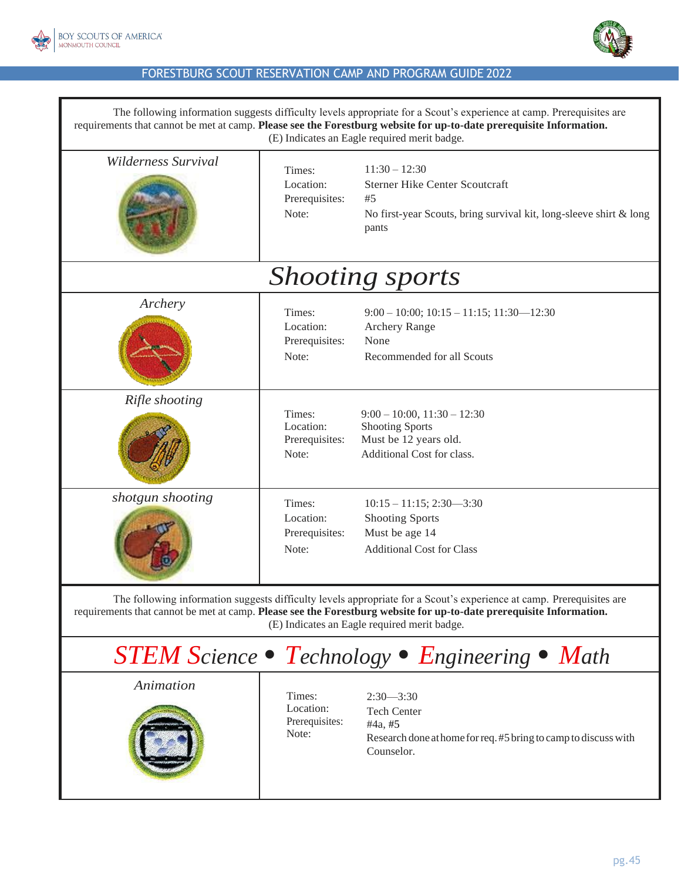The following information suggests difficulty levels appropriate for a Scout's experience at camp. Prerequisites are requirements that cannot be met at camp. **Please see the Forestburg website for up-to-date prerequisite Information.**
(E) Indicates an Eagle required merit badge.

### *Wilderness Survival*

| | |
|---|---|
| Times: | 11:30 – 12:30 |
| Location: | Sterner Hike Center Scoutcraft |
| Prerequisites: | #5 |
| Note: | No first-year Scouts, bring survival kit, long-sleeve shirt & long pants |

## *Shooting sports*

### *Archery*

| | |
|---|---|
| Times: | 9:00 – 10:00; 10:15 – 11:15; 11:30—12:30 |
| Location: | Archery Range |
| Prerequisites: | None |
| Note: | Recommended for all Scouts |

### *Rifle shooting*

| | |
|---|---|
| Times: | 9:00 – 10:00, 11:30 – 12:30 |
| Location: | Shooting Sports |
| Prerequisites: | Must be 12 years old. |
| Note: | Additional Cost for class. |

### *shotgun shooting*

| | |
|---|---|
| Times: | 10:15 – 11:15; 2:30—3:30 |
| Location: | Shooting Sports |
| Prerequisites: | Must be age 14 |
| Note: | Additional Cost for Class |

The following information suggests difficulty levels appropriate for a Scout's experience at camp. Prerequisites are requirements that cannot be met at camp. **Please see the Forestburg website for up-to-date prerequisite Information.**
(E) Indicates an Eagle required merit badge.

## *STEM Science • Technology • Engineering • Math*

### *Animation*

| | |
|---|---|
| Times: | 2:30—3:30 |
| Location: | Tech Center |
| Prerequisites: | #4a, #5 |
| Note: | Research done at home for req. #5 bring to camp to discuss with Counselor. |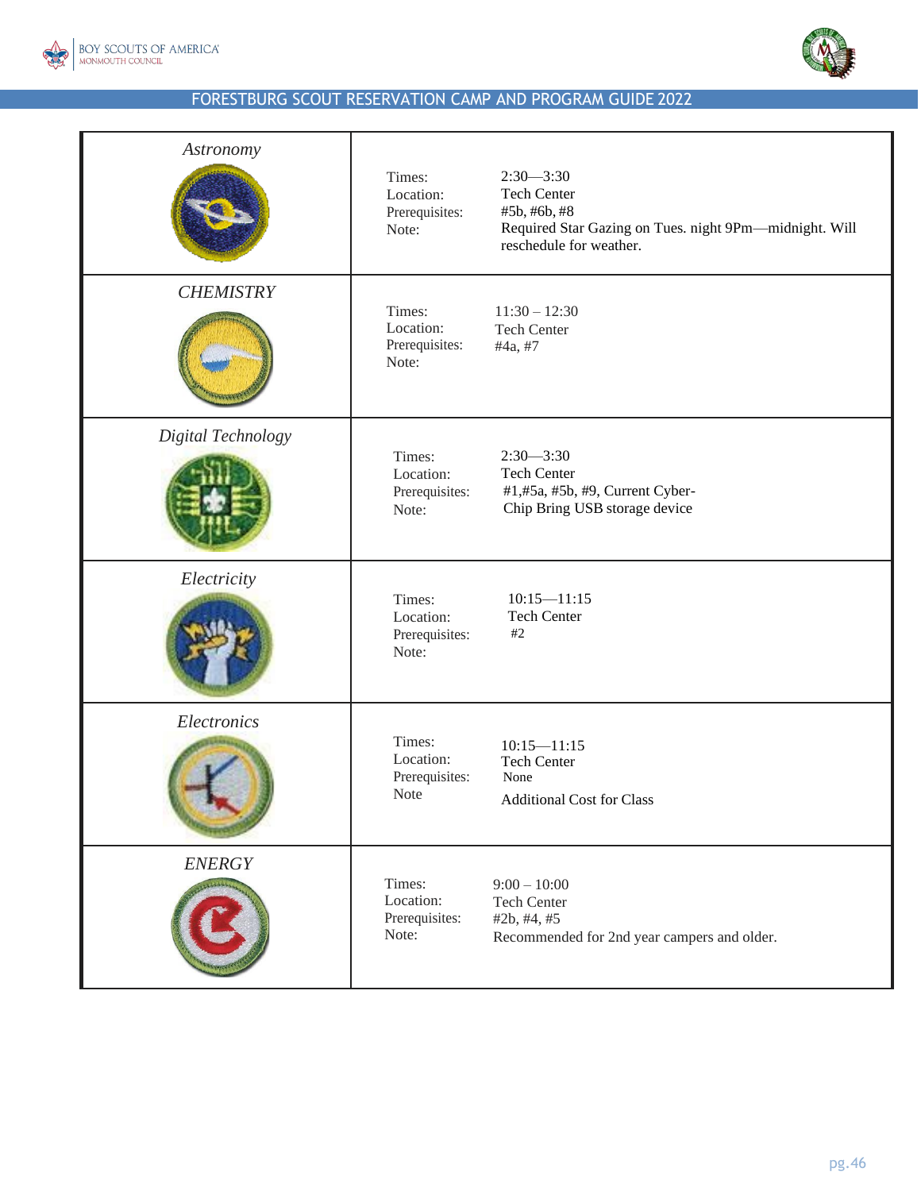| Merit Badge | Details |
| --- | --- |
| *Astronomy* | Times: 2:30—3:30<br>Location: Tech Center<br>Prerequisites: #5b, #6b, #8<br>Note: Required Star Gazing on Tues. night 9Pm—midnight. Will reschedule for weather. |
| *CHEMISTRY* | Times: 11:30 – 12:30<br>Location: Tech Center<br>Prerequisites: #4a, #7<br>Note: |
| *Digital Technology* | Times: 2:30—3:30<br>Location: Tech Center<br>Prerequisites: #1,#5a, #5b, #9, Current Cyber-Chip Bring USB storage device<br>Note: |
| *Electricity* | Times: 10:15—11:15<br>Location: Tech Center<br>Prerequisites: #2<br>Note: |
| *Electronics* | Times: 10:15—11:15<br>Location: Tech Center<br>Prerequisites: None<br>Note: Additional Cost for Class |
| *ENERGY* | Times: 9:00 – 10:00<br>Location: Tech Center<br>Prerequisites: #2b, #4, #5<br>Note: Recommended for 2nd year campers and older. |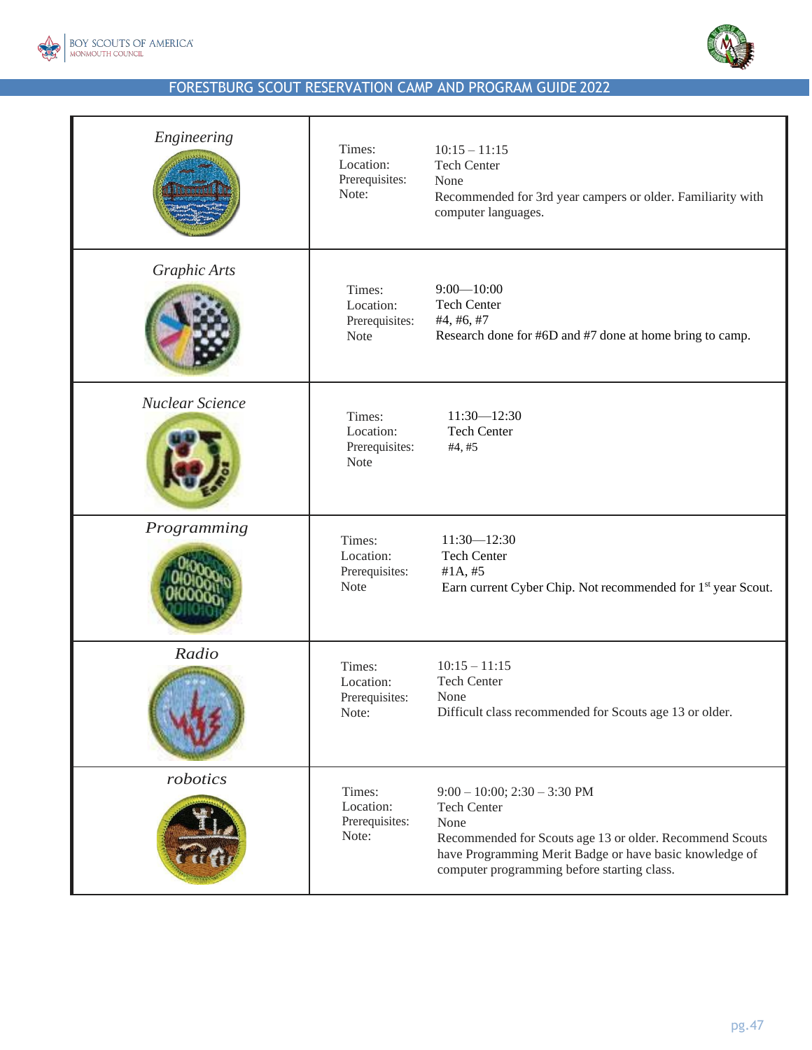| Merit Badge | Details |
| --- | --- |
| *Engineering* | Times: 10:15 – 11:15<br>Location: Tech Center<br>Prerequisites: None<br>Note: Recommended for 3rd year campers or older. Familiarity with computer languages. |
| *Graphic Arts* | Times: 9:00—10:00<br>Location: Tech Center<br>Prerequisites: #4, #6, #7<br>Note: Research done for #6D and #7 done at home bring to camp. |
| *Nuclear Science* | Times: 11:30—12:30<br>Location: Tech Center<br>Prerequisites: #4, #5<br>Note: |
| *Programming* | Times: 11:30—12:30<br>Location: Tech Center<br>Prerequisites: #1A, #5<br>Note: Earn current Cyber Chip. Not recommended for 1st year Scout. |
| *Radio* | Times: 10:15 – 11:15<br>Location: Tech Center<br>Prerequisites: None<br>Note: Difficult class recommended for Scouts age 13 or older. |
| *robotics* | Times: 9:00 – 10:00; 2:30 – 3:30 PM<br>Location: Tech Center<br>Prerequisites: None<br>Note: Recommended for Scouts age 13 or older. Recommend Scouts have Programming Merit Badge or have basic knowledge of computer programming before starting class. |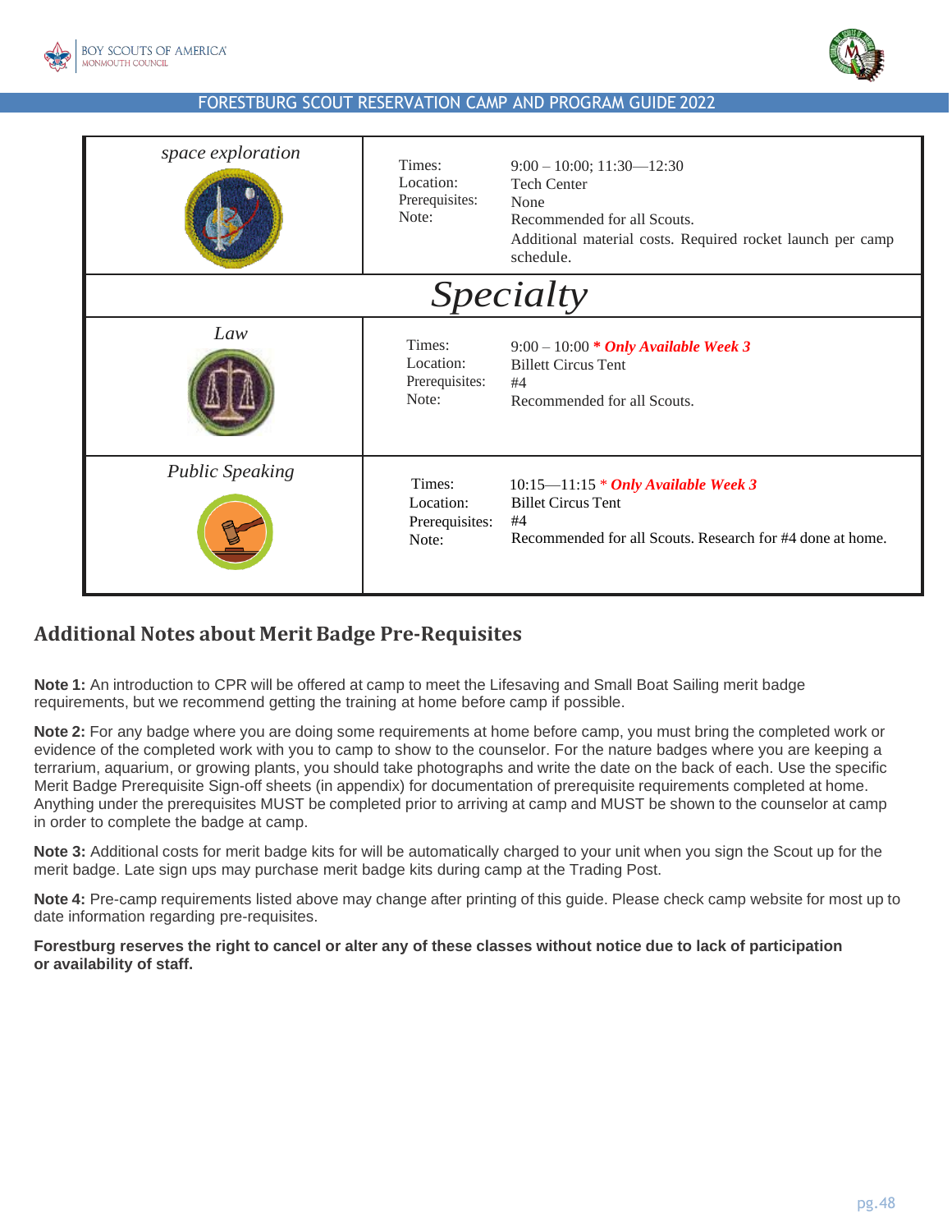| | |
|---|---|
| *space exploration* | Times: 9:00 – 10:00; 11:30—12:30<br>Location: Tech Center<br>Prerequisites: None<br>Note: Recommended for all Scouts.<br>Additional material costs. Required rocket launch per camp schedule. |

# *Specialty*

| | |
|---|---|
| *Law* | Times: 9:00 – 10:00 ***\* Only Available Week 3***<br>Location: Billett Circus Tent<br>Prerequisites: #4<br>Note: Recommended for all Scouts. |
| *Public Speaking* | Times: 10:15—11:15 *\* **Only Available Week 3***<br>Location: Billet Circus Tent<br>Prerequisites: #4<br>Note: Recommended for all Scouts. Research for #4 done at home. |

## Additional Notes about Merit Badge Pre-Requisites

**Note 1:** An introduction to CPR will be offered at camp to meet the Lifesaving and Small Boat Sailing merit badge requirements, but we recommend getting the training at home before camp if possible.

**Note 2:** For any badge where you are doing some requirements at home before camp, you must bring the completed work or evidence of the completed work with you to camp to show to the counselor. For the nature badges where you are keeping a terrarium, aquarium, or growing plants, you should take photographs and write the date on the back of each. Use the specific Merit Badge Prerequisite Sign-off sheets (in appendix) for documentation of prerequisite requirements completed at home. Anything under the prerequisites MUST be completed prior to arriving at camp and MUST be shown to the counselor at camp in order to complete the badge at camp.

**Note 3:** Additional costs for merit badge kits for will be automatically charged to your unit when you sign the Scout up for the merit badge. Late sign ups may purchase merit badge kits during camp at the Trading Post.

**Note 4:** Pre-camp requirements listed above may change after printing of this guide. Please check camp website for most up to date information regarding pre-requisites.

**Forestburg reserves the right to cancel or alter any of these classes without notice due to lack of participation or availability of staff.**